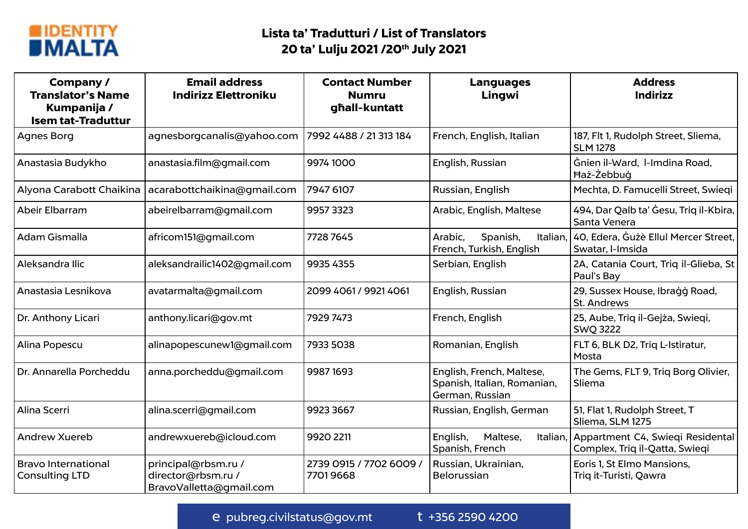IDENTITY MALTA

# Lista ta' Tradutturi / List of Translators

## 20 ta' Lulju 2021 /20th July 2021

| Company / Translator's Name Kumpanija / Isem tat-Traduttur | Email address Indirizz Elettroniku | Contact Number Numru għall-kuntatt | Languages Lingwi | Address Indirizz |
|---|---|---|---|---|
| Agnes Borg | agnesborgcanalis@yahoo.com | 7992 4488 / 21 313 184 | French, English, Italian | 187, Flt 1, Rudolph Street, Sliema, SLM 1278 |
| Anastasia Budykho | anastasia.film@gmail.com | 9974 1000 | English, Russian | Ġnien il-Ward, l-Imdina Road, Ħaż-Żebbuġ |
| Alyona Carabott Chaikina | acarabottchaikina@gmail.com | 7947 6107 | Russian, English | Mechta, D. Famucelli Street, Swieqi |
| Abeir Elbarram | abeirelbarram@gmail.com | 9957 3323 | Arabic, English, Maltese | 494, Dar Qalb ta' Ġesu, Triq il-Kbira, Santa Venera |
| Adam Gismalla | africom151@gmail.com | 7728 7645 | Arabic, Spanish, Italian, French, Turkish, English | 40, Edera, Ġużè Ellul Mercer Street, Swatar, l-Imsida |
| Aleksandra Ilic | aleksandrailic1402@gmail.com | 9935 4355 | Serbian, English | 2A, Catania Court, Triq il-Glieba, St Paul's Bay |
| Anastasia Lesnikova | avatarmalta@gmail.com | 2099 4061 / 9921 4061 | English, Russian | 29, Sussex House, Ibraġġ Road, St. Andrews |
| Dr. Anthony Licari | anthony.licari@gov.mt | 7929 7473 | French, English | 25, Aube, Triq il-Gejża, Swieqi, SWQ 3222 |
| Alina Popescu | alinapopescunew1@gmail.com | 7933 5038 | Romanian, English | FLT 6, BLK D2, Triq L-Istiratur, Mosta |
| Dr. Annarella Porcheddu | anna.porcheddu@gmail.com | 9987 1693 | English, French, Maltese, Spanish, Italian, Romanian, German, Russian | The Gems, FLT 9, Triq Borg Olivier, Sliema |
| Alina Scerri | alina.scerri@gmail.com | 9923 3667 | Russian, English, German | 51, Flat 1, Rudolph Street, T Sliema, SLM 1275 |
| Andrew Xuereb | andrewxuereb@icloud.com | 9920 2211 | English, Maltese, Italian, Spanish, French | Appartment C4, Swieqi Residental Complex, Triq il-Qatta, Swieqi |
| Bravo International Consulting LTD | principal@rbsm.ru / director@rbsm.ru / BravoValletta@gmail.com | 2739 0915 / 7702 6009 / 7701 9668 | Russian, Ukrainian, Belorussian | Eoris 1, St Elmo Mansions, Triq it-Turisti, Qawra |

e pubreg.civilstatus@gov.mt t +356 2590 4200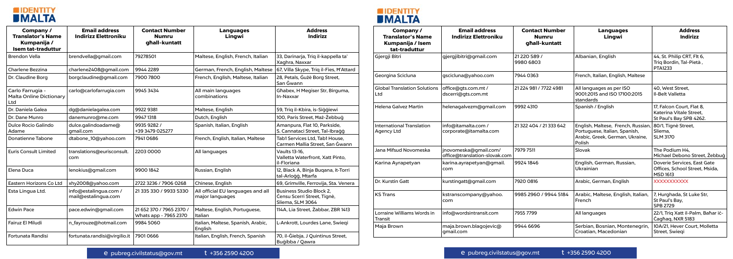| Company / Translator's Name Kumpanija / Isem tat-traduttur | Email address Indirizz Elettroniku | Contact Number Numru għall-kuntatt | Languages Lingwi | Address Indirizz |
|---|---|---|---|---|
| Brendon Vella | brendvella@gmail.com | 79278501 | Maltese, English, French, Italian | 33, Darinarja, Triq il-kappella ta' Xaghra, Naxxar |
| Charlene Bezzina | charlene2408@gmail.com | 9944 2289 | German, French, English, Maltese | 67, Villa Skype, Triq il-Fies, H'Attard |
| Dr. Claudine Borg | borgclaudine@gmail.com | 7900 7800 | French, English, Maltese, Italian | 28, Petals, Ġużè Borg Street, San Ġwann |
| Carlo Farrugia - Malta Online Dictionary Ltd | carlo@carlofarrugia.com | 9945 3434 | All main languages combinations | Ghabex, H Megiser Str, Birguma, In-Naxxar |
| Dr. Daniela Galea | dg@danielagalea.com | 9922 9381 | Maltese, English | 59, Triq il-Kbira, is-Siġġiewi |
| Dr. Dane Munro | danemunro@me.com | 9947 1318 | Dutch, English | 100, Paris Street, Ħaż-Żebbuġ |
| Dulce Rocio Galindo Adame | dulce.galindoadame@gmail.com | 9935 9282 / +39 3479 025277 | Spanish, Italian, English | Amanpura, Flat 10, Parkside, S. Cannataci Street, Tal-Ibraġġ |
| Donatienne Tabone | dtabone_10@yahoo.com | 7941 0686 | French, English, Italian, Maltese | Tab1 Services Ltd, Tab1 House, Carmen Mallia Street, San Ġwann |
| Euris Consult Limited | translations@eurisconsult.com | 2203 0000 | All languages | Vaults 13-16, Valletta Waterfront, Xatt Pinto, il-Floriana |
| Elena Duca | lenokius@gmail.com | 9900 1842 | Russian, English | 12, Black A, Binja Buqana, it-Torri tal-Arloġġ, Mtarfa |
| Eastern Horizons Co Ltd | xhy2008@yahoo.com | 2722 3236 / 7906 0268 | Chinese, English | 69, Grimville, Ferrovija, Sta. Venera |
| Esta Lingua Ltd. | info@estalingua.com / mail@estalingua.com | 21 335 330 / 9933 5330 | All official EU languages and all major languages | Business Studio Block 2, Ċensu Scerri Street, Tignè, Sliema, SLM 3064 |
| Edwin Pace | pace.edwin@gmail.com | 21 652 370 / 7965 2370 / Whats app - 7965 2370 | Maltese, English, Portuguese, Italian | 114A, Lia Street, Żabbar, ZBR 1413 |
| Fairuz El Miludi | n_fayrouze@hotmail.com | 9984 5060 | Italian, Maltese, Spanish, Arabic, English | L-Ankrott, Lourdes Lane, Swieqi |
| Fortunata Randisi | fortunata.randisi@virgilio.it | 7901 0666 | Italian, English, French, Spanish | 70, il-Ġiebja, J Quintinus Street, Buġibba / Qawra |

| Company / Translator's Name Kumpanija / Isem tat-traduttur | Email address Indirizz Elettroniku | Contact Number Numru għall-kuntatt | Languages Lingwi | Address Indirizz |
|---|---|---|---|---|
| Gjergji Bitri | gjergjibitri@gmail.com | 21 220 589 / 9980 6803 | Albanian, English | 44, St. Philip CRT, Flt 6, Triq Bordin, Tal-Pietà , PTA1233 |
| Georgina Scicluna | gscicluna@yahoo.com | 7944 0363 | French, Italian, English, Maltese | |
| Global Translation Solutions Ltd | office@gts.com.mt / dscerri@gts.com.mt | 21 224 981 / 7722 4981 | All languages as per ISO 9001:2015 and ISO 17100:2015 standards | 40, West Street, Il-Belt Valletta |
| Helena Galvez Martin | helenagalvezm@gmail.com | 9992 4310 | Spanish / English | 17, Falcon Court, Flat 8, Katerina Vitale Street, St Paul's Bay SPB 4262. |
| International Translation Agency Ltd | info@itamalta.com / corporate@itamalta.com | 21 322 404 / 21 333 642 | English, Maltese, French, Russian, Portuguese, Italian, Spanish, Arabic, Greek, German, Ukraine, Polish | 80/1, Tignè Street, Sliema, SLM 3170 |
| Jana Mifsud Novomeska | jnovomeska@gmail.com/ office@translation-slovak.com | 7979 7511 | Slovak | The Podium H4, Michael Debono Street, Żebbuġ |
| Karina Ayrapetyan | karina.ayrapetyan@gmail.com | 9924 1846 | English, German, Russian, Ukrainian | Doverie Services, East Gate Offices, School Street, Msida, MSD 1613 |
| Dr. Kurstin Gatt | kurstingatt@gmail.com | 7920 0816 | Arabic, German, English | XXXXXXXXXXX |
| KS Trans | kstranscompany@yahoo.com | 9985 2960 / 9944 5184 | Arabic, Maltese, English, Italian, French | 7, Hurghada, St Luke Str, St Paul's Bay, SPB 2729 |
| Lorraine Williams Words in Transit | info@wordsintransit.com | 7955 7799 | All languages | 22/1, Triq Xatt il-Palm, Baħar iċ-Ċagħaq, NXR 5183 |
| Maja Brown | maja.brown.blagojevic@gmail.com | 9944 6696 | Serbian, Bosnian, Montenegrin, Croatian, Macedonian | 10A/21, Hever Court, Molletta Street, Swieqi |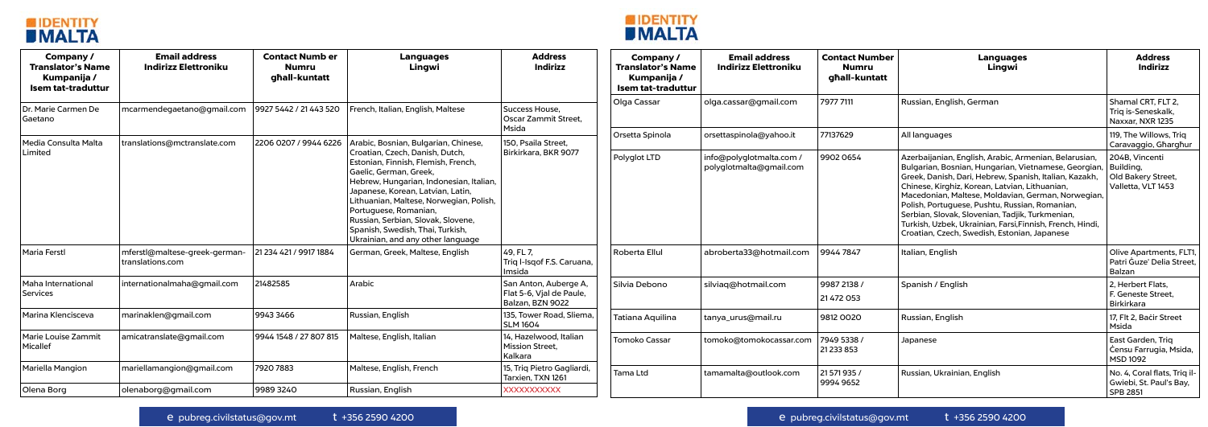| Company / Translator's Name Kumpanija / Isem tat-traduttur | Email address Indirizz Elettroniku | Contact Number Numru għall-kuntatt | Languages Lingwi | Address Indirizz |
|---|---|---|---|---|
| Dr. Marie Carmen De Gaetano | mcarmendegaetano@gmail.com | 9927 5442 / 21 443 520 | French, Italian, English, Maltese | Success House, Oscar Zammit Street, Msida |
| Media Consulta Malta Limited | translations@mctranslate.com | 2206 0207 / 9944 6226 | Arabic, Bosnian, Bulgarian, Chinese, Croatian, Czech, Danish, Dutch, Estonian, Finnish, Flemish, French, Gaelic, German, Greek, Hebrew, Hungarian, Indonesian, Italian, Japanese, Korean, Latvian, Latin, Lithuanian, Maltese, Norwegian, Polish, Portuguese, Romanian, Russian, Serbian, Slovak, Slovene, Spanish, Swedish, Thai, Turkish, Ukrainian, and any other language | 150, Psaila Street, Birkirkara, BKR 9077 |
| Maria Ferstl | mferstl@maltese-greek-german-translations.com | 21 234 421 / 9917 1884 | German, Greek, Maltese, English | 49, FL 7, Triq l-Isqof F.S. Caruana, Imsida |
| Maha International Services | internationalmaha@gmail.com | 21482585 | Arabic | San Anton, Auberge A, Flat 5-6, Vjal de Paule, Balzan, BZN 9022 |
| Marina Klencisceva | marinaklen@gmail.com | 9943 3466 | Russian, English | 135, Tower Road, Sliema, SLM 1604 |
| Marie Louise Zammit Micallef | amicatranslate@gmail.com | 9944 1548 / 27 807 815 | Maltese, English, Italian | 14, Hazelwood, Italian Mission Street, Kalkara |
| Mariella Mangion | mariellamangion@gmail.com | 7920 7883 | Maltese, English, French | 15, Triq Pietro Gagliardi, Tarxien, TXN 1261 |
| Olena Borg | olenaborg@gmail.com | 9989 3240 | Russian, English | XXXXXXXXXXX |
| Olga Cassar | olga.cassar@gmail.com | 7977 7111 | Russian, English, German | Shamal CRT, FLT 2, Triq is-Seneskalk, Naxxar, NXR 1235 |
| Orsetta Spinola | orsettaspinola@yahoo.it | 77137629 | All languages | 119, The Willows, Triq Caravaggio, Għargħur |
| Polyglot LTD | info@polyglotmalta.com / polyglotmalta@gmail.com | 9902 0654 | Azerbaijanian, English, Arabic, Armenian, Belarusian, Bulgarian, Bosnian, Hungarian, Vietnamese, Georgian, Greek, Danish, Dari, Hebrew, Spanish, Italian, Kazakh, Chinese, Kirghiz, Korean, Latvian, Lithuanian, Macedonian, Maltese, Moldavian, German, Norwegian, Polish, Portuguese, Pushtu, Russian, Romanian, Serbian, Slovak, Slovenian, Tadjik, Turkmenian, Turkish, Uzbek, Ukrainian, Farsi,Finnish, French, Hindi, Croatian, Czech, Swedish, Estonian, Japanese | 204B, Vincenti Building, Old Bakery Street, Valletta, VLT 1453 |
| Roberta Ellul | abroberta33@hotmail.com | 9944 7847 | Italian, English | Olive Apartments, FLT1, Patri Ġuze' Delia Street, Balzan |
| Silvia Debono | silviaq@hotmail.com | 9987 2138 / 21 472 053 | Spanish / English | 2, Herbert Flats, F. Geneste Street, Birkirkara |
| Tatiana Aquilina | tanya_urus@mail.ru | 9812 0020 | Russian, English | 17, Flt 2, Baċir Street Msida |
| Tomoko Cassar | tomoko@tomokocassar.com | 7949 5338 / 21 233 853 | Japanese | East Garden, Triq Ċensu Farrugia, Msida, MSD 1092 |
| Tama Ltd | tamamalta@outlook.com | 21 571 935 / 9994 9652 | Russian, Ukrainian, English | No. 4, Coral flats, Triq il-Gwiebi, St. Paul's Bay, SPB 2851 |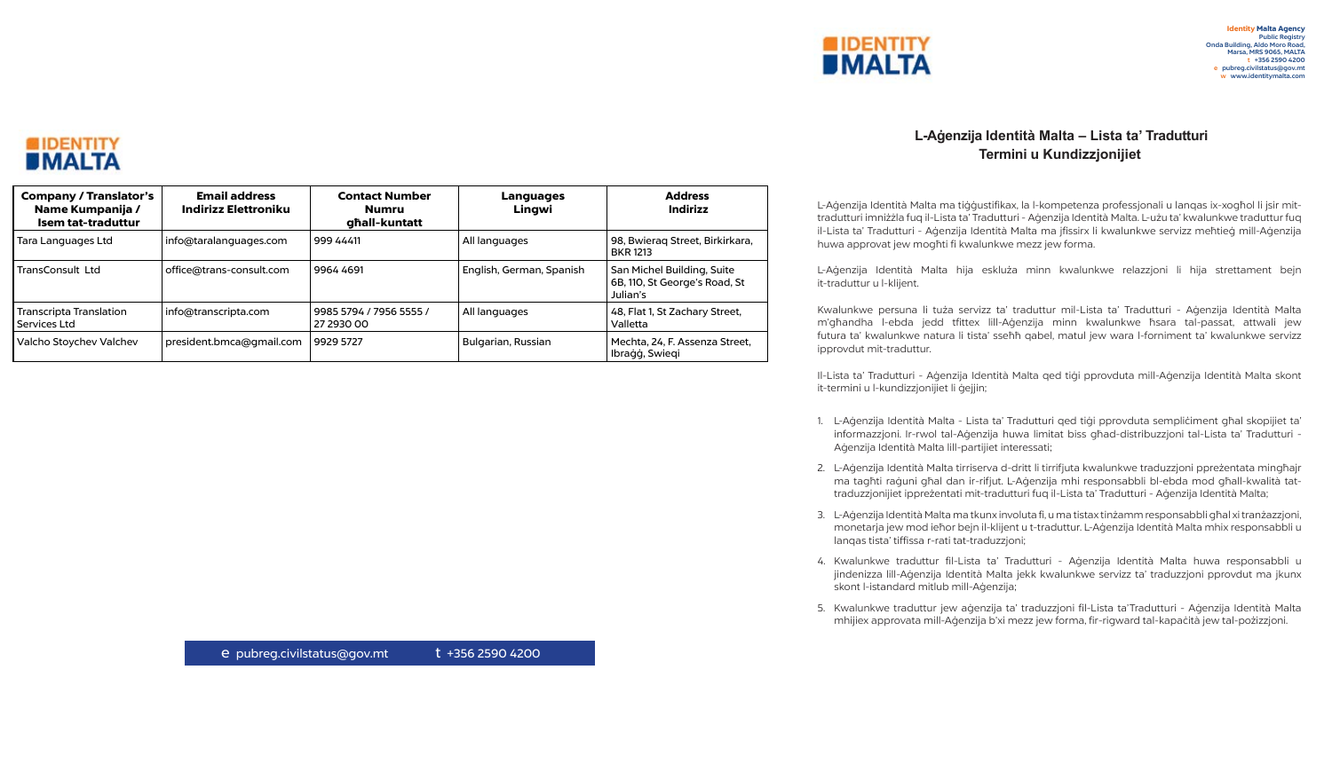| Company / Translator's Name Kumpanija / Isem tat-traduttur | Email address Indirizz Elettroniku | Contact Number Numru għall-kuntatt | Languages Lingwi | Address Indirizz |
|---|---|---|---|---|
| Tara Languages Ltd | info@taralanguages.com | 999 44411 | All languages | 98, Bwieraq Street, Birkirkara, BKR 1213 |
| TransConsult Ltd | office@trans-consult.com | 9964 4691 | English, German, Spanish | San Michel Building, Suite 6B, 110, St George's Road, St Julian's |
| Transcripta Translation Services Ltd | info@transcripta.com | 9985 5794 / 7956 5555 / 27 2930 00 | All languages | 48, Flat 1, St Zachary Street, Valletta |
| Valcho Stoychev Valchev | president.bmca@gmail.com | 9929 5727 | Bulgarian, Russian | Mechta, 24, F. Assenza Street, Ibraġġ, Swieqi |

e pubreg.civilstatus@gov.mt t +356 2590 4200

**Identity Malta Agency**
Public Registry
Onda Building, Aldo Moro Road,
Marsa, MRS 9065, MALTA
t +356 2590 4200
e pubreg.civilstatus@gov.mt
w www.identitymalta.com

## L-Aġenzija Identità Malta – Lista ta' Traduttturi Termini u Kundizzjonijiet

L-Aġenzija Identità Malta ma tiġġustifikax, la l-kompetenza professjonali u lanqas ix-xogħol li jsir mit-traduttturi imniżżla fuq il-Lista ta' Traduttturi - Aġenzija Identità Malta. L-użu ta' kwalunkwe traduttur fuq il-Lista ta' Traduttturi - Aġenzija Identità Malta ma jfissirx li kwalunkwe servizz meħtieġ mill-Aġenzija huwa approvat jew mogħti fi kwalunkwe mezz jew forma.

L-Aġenzija Identità Malta hija eskluża minn kwalunkwe relazzjoni li hija strettament bejn it-traduttur u l-klijent.

Kwalunkwe persuna li tuża servizz ta' traduttur mil-Lista ta' Traduttturi - Aġenzija Identità Malta m'għandha l-ebda jedd tfittex lill-Aġenzija minn kwalunkwe ħsara tal-passat, attwali jew futura ta' kwalunkwe natura li tista' sseħħ qabel, matul jew wara l-forniment ta' kwalunkwe servizz ipprovdut mit-traduttur.

Il-Lista ta' Traduttturi - Aġenzija Identità Malta qed tiġi pprovduta mill-Aġenzija Identità Malta skont it-termini u l-kundizzjonijiet li ġejjin;

1. L-Aġenzija Identità Malta - Lista ta' Traduttturi qed tiġi pprovduta sempliċiment għal skopijiet ta' informazzjoni. Ir-rwol tal-Aġenzija huwa limitat biss għad-distribuzzjoni tal-Lista ta' Traduttturi - Aġenzija Identità Malta lill-partijiet interessati;
2. L-Aġenzija Identità Malta tirriserva d-dritt li tirrifjuta kwalunkwe traduzzjoni ppreżentata mingħajr ma tagħti raġuni għal dan ir-rifjut. L-Aġenzija mhi responsabbli bl-ebda mod għall-kwalità tat-traduzzjonijiet ippreżentati mit-traduttturi fuq il-Lista ta' Traduttturi - Aġenzija Identità Malta;
3. L-Aġenzija Identità Malta ma tkunx involuta fi, u ma tistax tinżamm responsabbli għal xi tranżazzjoni, monetarja jew mod ieħor bejn il-klijent u t-traduttur. L-Aġenzija Identità Malta mhix responsabbli u lanqas tista' tiffissa r-rati tat-traduzzjoni;
4. Kwalunkwe traduttur fil-Lista ta' Traduttturi - Aġenzija Identità Malta huwa responsabbli u jindenizza lill-Aġenzija Identità Malta jekk kwalunkwe servizz ta' traduzzjoni pprovdut ma jkunx skont l-istandard mitlub mill-Aġenzija;
5. Kwalunkwe traduttur jew aġenzija ta' traduzzjoni fil-Lista ta'Traduttturi - Aġenzija Identità Malta mhijiex approvata mill-Aġenzija b'xi mezz jew forma, fir-rigward tal-kapaċità jew tal-pożizzjoni.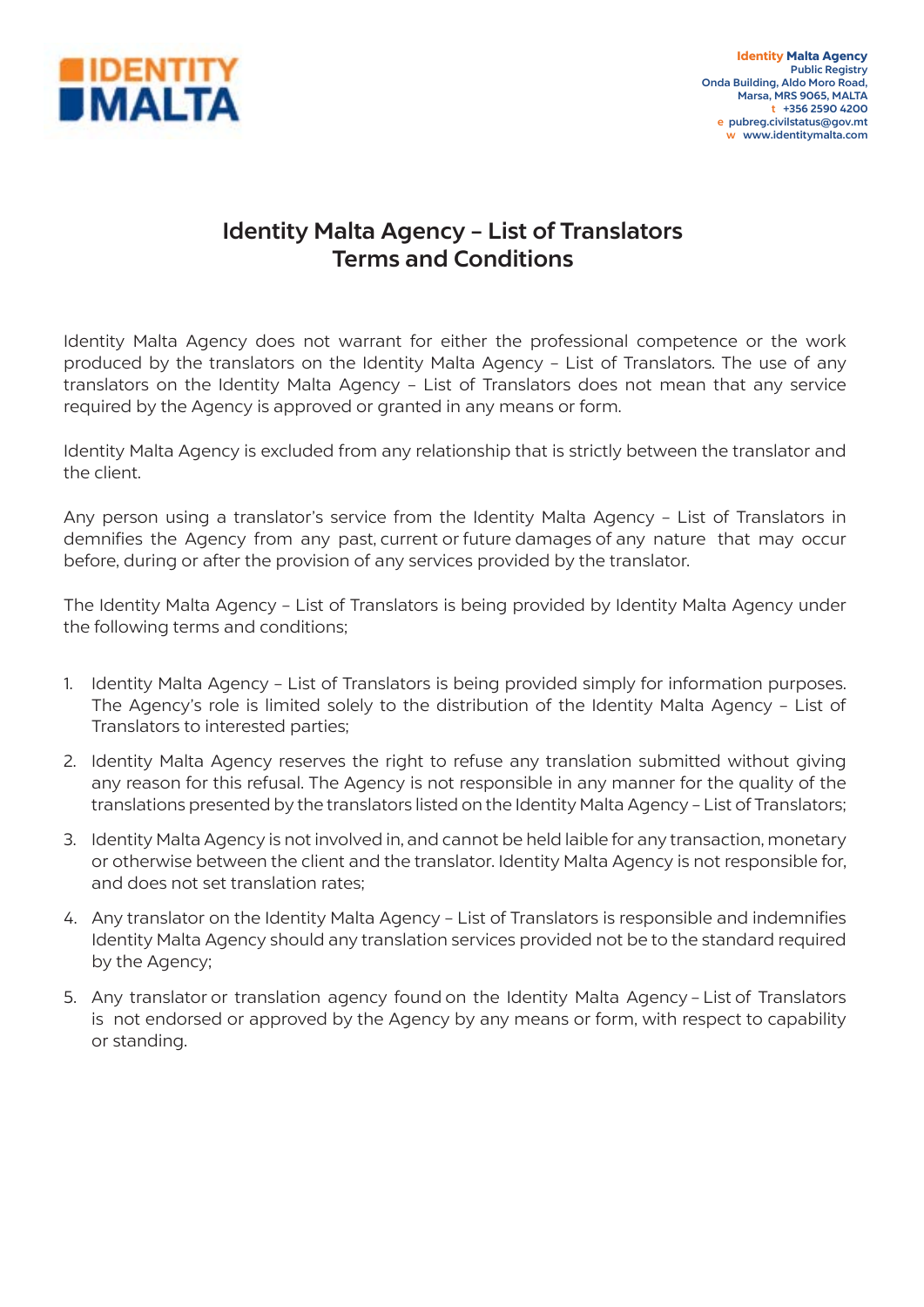Identity Malta Agency
Public Registry
Onda Building, Aldo Moro Road,
Marsa, MRS 9065, MALTA
t +356 2590 4200
e pubreg.civilstatus@gov.mt
w www.identitymalta.com

# Identity Malta Agency – List of Translators
# Terms and Conditions

Identity Malta Agency does not warrant for either the professional competence or the work produced by the translators on the Identity Malta Agency – List of Translators. The use of any translators on the Identity Malta Agency – List of Translators does not mean that any service required by the Agency is approved or granted in any means or form.

Identity Malta Agency is excluded from any relationship that is strictly between the translator and the client.

Any person using a translator's service from the Identity Malta Agency – List of Translators in demnifies the Agency from any past, current or future damages of any nature that may occur before, during or after the provision of any services provided by the translator.

The Identity Malta Agency – List of Translators is being provided by Identity Malta Agency under the following terms and conditions;

1. Identity Malta Agency – List of Translators is being provided simply for information purposes. The Agency's role is limited solely to the distribution of the Identity Malta Agency – List of Translators to interested parties;

2. Identity Malta Agency reserves the right to refuse any translation submitted without giving any reason for this refusal. The Agency is not responsible in any manner for the quality of the translations presented by the translators listed on the Identity Malta Agency – List of Translators;

3. Identity Malta Agency is not involved in, and cannot be held laible for any transaction, monetary or otherwise between the client and the translator. Identity Malta Agency is not responsible for, and does not set translation rates;

4. Any translator on the Identity Malta Agency – List of Translators is responsible and indemnifies Identity Malta Agency should any translation services provided not be to the standard required by the Agency;

5. Any translator or translation agency found on the Identity Malta Agency – List of Translators is not endorsed or approved by the Agency by any means or form, with respect to capability or standing.